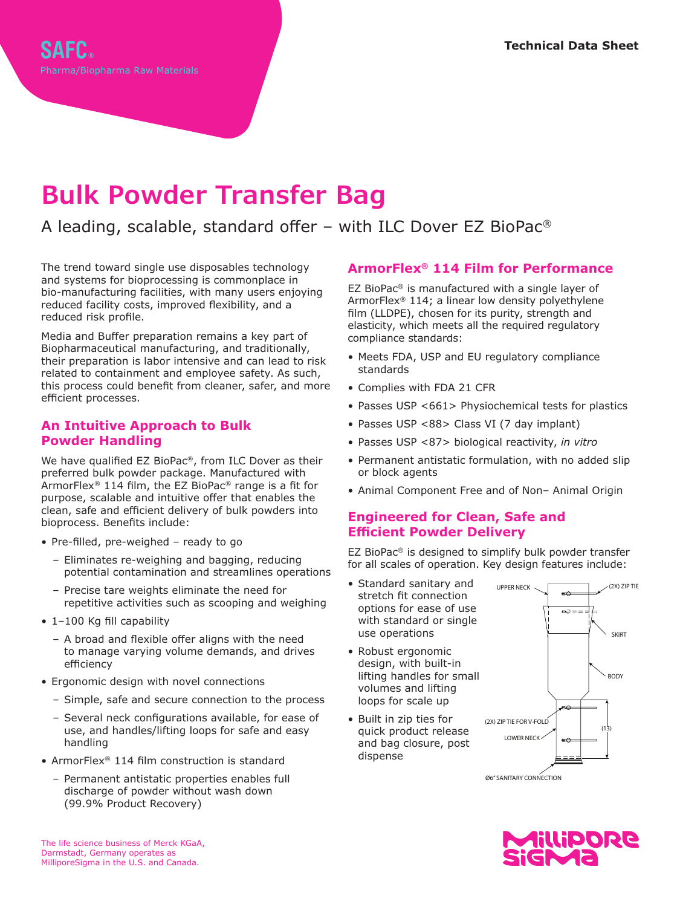SAFC®
Pharma/Biopharma Raw Materials

Technical Data Sheet

# Bulk Powder Transfer Bag

A leading, scalable, standard offer – with ILC Dover EZ BioPac®

The trend toward single use disposables technology and systems for bioprocessing is commonplace in bio-manufacturing facilities, with many users enjoying reduced facility costs, improved flexibility, and a reduced risk profile.

Media and Buffer preparation remains a key part of Biopharmaceutical manufacturing, and traditionally, their preparation is labor intensive and can lead to risk related to containment and employee safety. As such, this process could benefit from cleaner, safer, and more efficient processes.

## An Intuitive Approach to Bulk Powder Handling

We have qualified EZ BioPac®, from ILC Dover as their preferred bulk powder package. Manufactured with ArmorFlex® 114 film, the EZ BioPac® range is a fit for purpose, scalable and intuitive offer that enables the clean, safe and efficient delivery of bulk powders into bioprocess. Benefits include:

- Pre-filled, pre-weighed – ready to go
  - Eliminates re-weighing and bagging, reducing potential contamination and streamlines operations
  - Precise tare weights eliminate the need for repetitive activities such as scooping and weighing
- 1–100 Kg fill capability
  - A broad and flexible offer aligns with the need to manage varying volume demands, and drives efficiency
- Ergonomic design with novel connections
  - Simple, safe and secure connection to the process
  - Several neck configurations available, for ease of use, and handles/lifting loops for safe and easy handling
- ArmorFlex® 114 film construction is standard
  - Permanent antistatic properties enables full discharge of powder without wash down (99.9% Product Recovery)

## ArmorFlex® 114 Film for Performance

EZ BioPac® is manufactured with a single layer of ArmorFlex® 114; a linear low density polyethylene film (LLDPE), chosen for its purity, strength and elasticity, which meets all the required regulatory compliance standards:

- Meets FDA, USP and EU regulatory compliance standards
- Complies with FDA 21 CFR
- Passes USP <661> Physiochemical tests for plastics
- Passes USP <88> Class VI (7 day implant)
- Passes USP <87> biological reactivity, *in vitro*
- Permanent antistatic formulation, with no added slip or block agents
- Animal Component Free and of Non– Animal Origin

## Engineered for Clean, Safe and Efficient Powder Delivery

EZ BioPac® is designed to simplify bulk powder transfer for all scales of operation. Key design features include:

- Standard sanitary and stretch fit connection options for ease of use with standard or single use operations
- Robust ergonomic design, with built-in lifting handles for small volumes and lifting loops for scale up
- Built in zip ties for quick product release and bag closure, post dispense

UPPER NECK
(2X) ZIP TIE
SKIRT
BODY
(2X) ZIP TIE FOR V-FOLD
(13)
LOWER NECK
Ø6" SANITARY CONNECTION

The life science business of Merck KGaA, Darmstadt, Germany operates as MilliporeSigma in the U.S. and Canada.

MilliporeSigma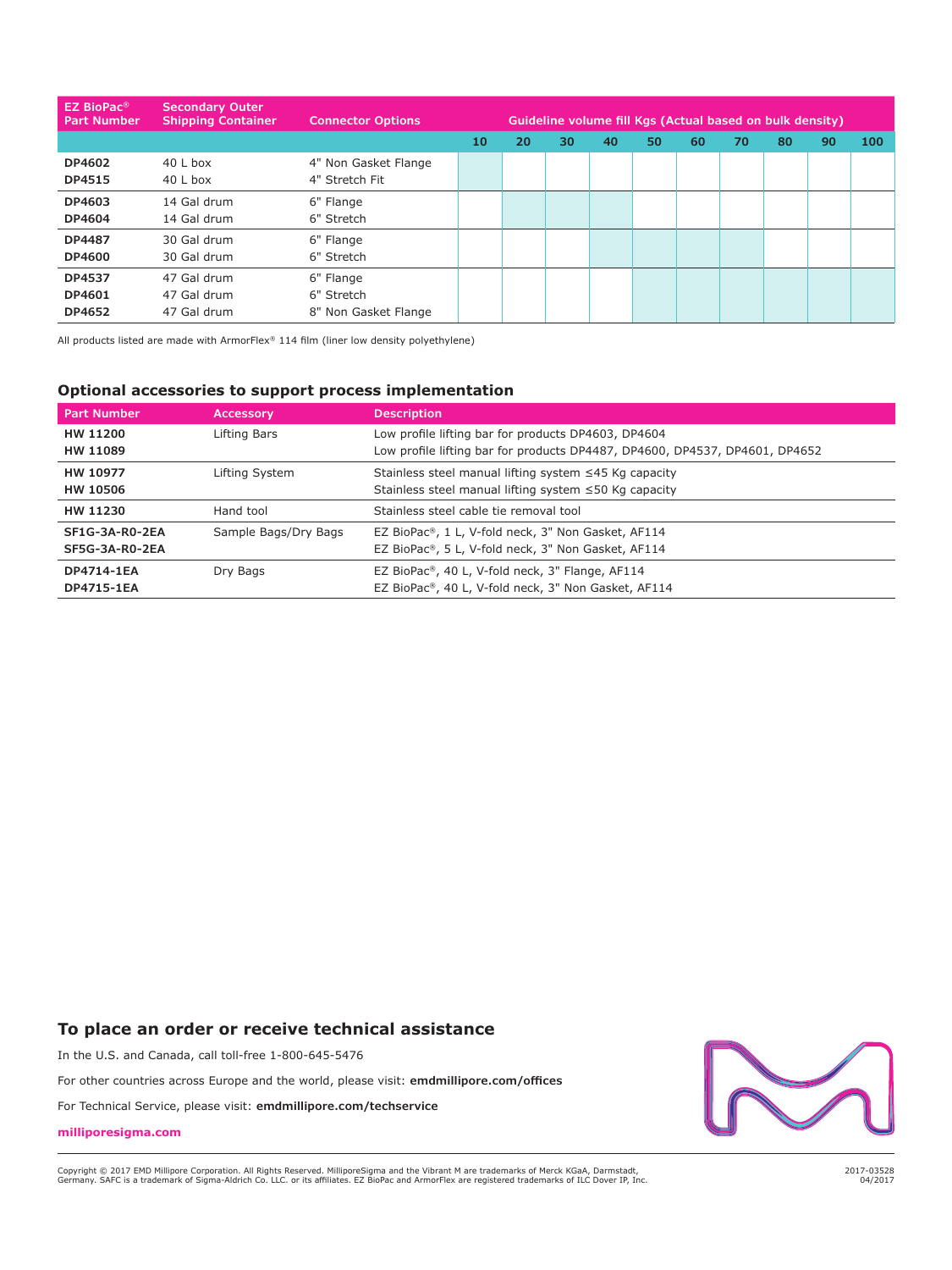| EZ BioPac® Part Number | Secondary Outer Shipping Container | Connector Options | Guideline volume fill Kgs (Actual based on bulk density) | | | | | | | | | |
|---|---|---|---|---|---|---|---|---|---|---|---|---|
| | | | 10 | 20 | 30 | 40 | 50 | 60 | 70 | 80 | 90 | 100 |
| DP4602 | 40 L box | 4" Non Gasket Flange | | | | | | | | | | |
| DP4515 | 40 L box | 4" Stretch Fit | | | | | | | | | | |
| DP4603 | 14 Gal drum | 6" Flange | | | | | | | | | | |
| DP4604 | 14 Gal drum | 6" Stretch | | | | | | | | | | |
| DP4487 | 30 Gal drum | 6" Flange | | | | | | | | | | |
| DP4600 | 30 Gal drum | 6" Stretch | | | | | | | | | | |
| DP4537 | 47 Gal drum | 6" Flange | | | | | | | | | | |
| DP4601 | 47 Gal drum | 6" Stretch | | | | | | | | | | |
| DP4652 | 47 Gal drum | 8" Non Gasket Flange | | | | | | | | | | |

All products listed are made with ArmorFlex® 114 film (liner low density polyethylene)

## Optional accessories to support process implementation

| Part Number | Accessory | Description |
|---|---|---|
| HW 11200 | Lifting Bars | Low profile lifting bar for products DP4603, DP4604 |
| HW 11089 | | Low profile lifting bar for products DP4487, DP4600, DP4537, DP4601, DP4652 |
| HW 10977 | Lifting System | Stainless steel manual lifting system ≤45 Kg capacity |
| HW 10506 | | Stainless steel manual lifting system ≤50 Kg capacity |
| HW 11230 | Hand tool | Stainless steel cable tie removal tool |
| SF1G-3A-R0-2EA | Sample Bags/Dry Bags | EZ BioPac®, 1 L, V-fold neck, 3" Non Gasket, AF114 |
| SF5G-3A-R0-2EA | | EZ BioPac®, 5 L, V-fold neck, 3" Non Gasket, AF114 |
| DP4714-1EA | Dry Bags | EZ BioPac®, 40 L, V-fold neck, 3" Flange, AF114 |
| DP4715-1EA | | EZ BioPac®, 40 L, V-fold neck, 3" Non Gasket, AF114 |

## To place an order or receive technical assistance

In the U.S. and Canada, call toll-free 1-800-645-5476

For other countries across Europe and the world, please visit: **emdmillipore.com/offices**

For Technical Service, please visit: **emdmillipore.com/techservice**

**milliporesigma.com**

Copyright © 2017 EMD Millipore Corporation. All Rights Reserved. MilliporeSigma and the Vibrant M are trademarks of Merck KGaA, Darmstadt, Germany. SAFC is a trademark of Sigma-Aldrich Co. LLC. or its affiliates. EZ BioPac and ArmorFlex are registered trademarks of ILC Dover IP, Inc.

2017-03528
04/2017